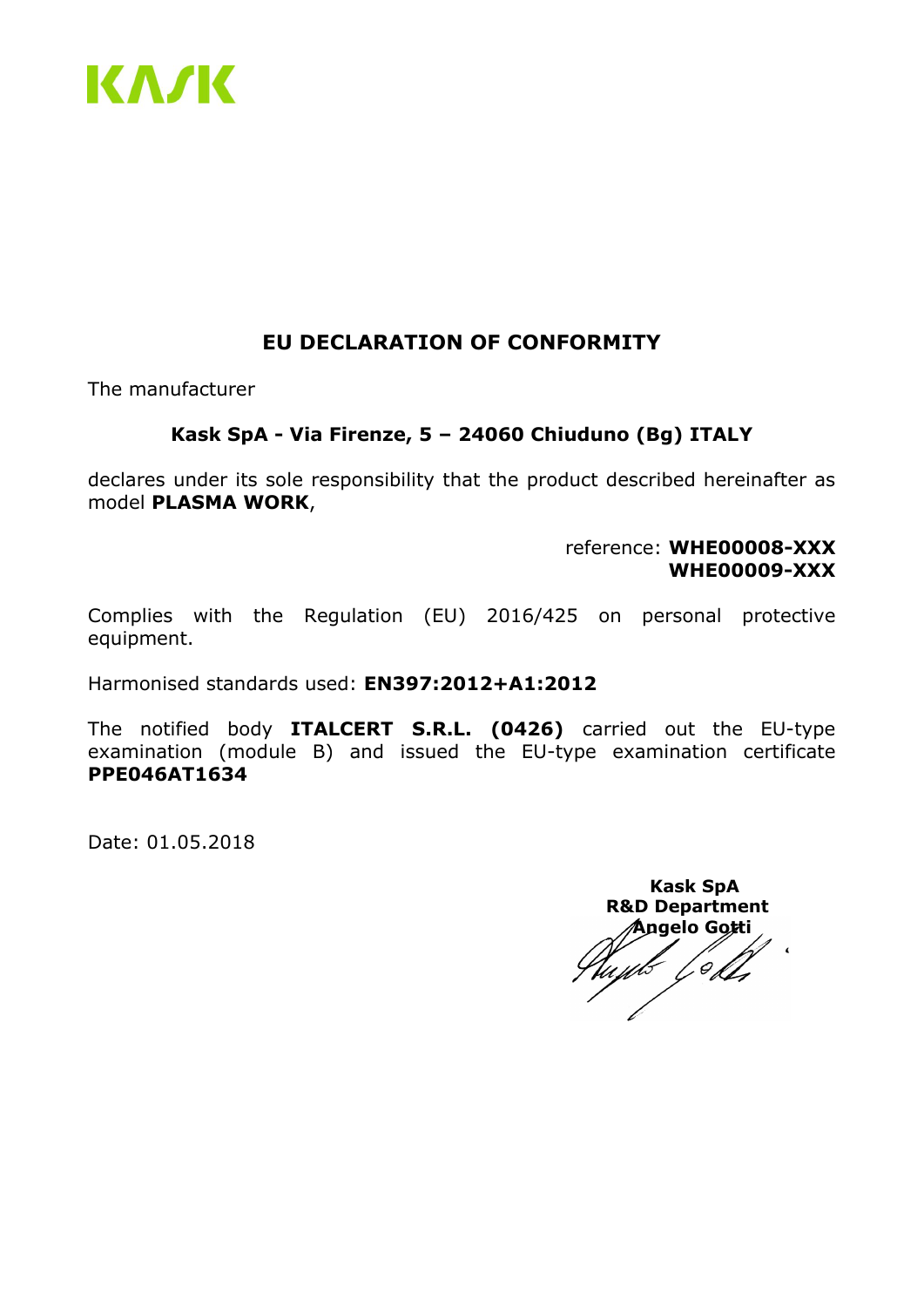KASK

# EU DECLARATION OF CONFORMITY

The manufacturer

**Kask SpA - Via Firenze, 5 – 24060 Chiuduno (Bg) ITALY**

declares under its sole responsibility that the product described hereinafter as model **PLASMA WORK**,

reference: **WHE00008-XXX**
**WHE00009-XXX**

Complies with the Regulation (EU) 2016/425 on personal protective equipment.

Harmonised standards used: **EN397:2012+A1:2012**

The notified body **ITALCERT S.R.L. (0426)** carried out the EU-type examination (module B) and issued the EU-type examination certificate **PPE046AT1634**

Date: 01.05.2018

**Kask SpA**
**R&D Department**
**Angelo Gotti**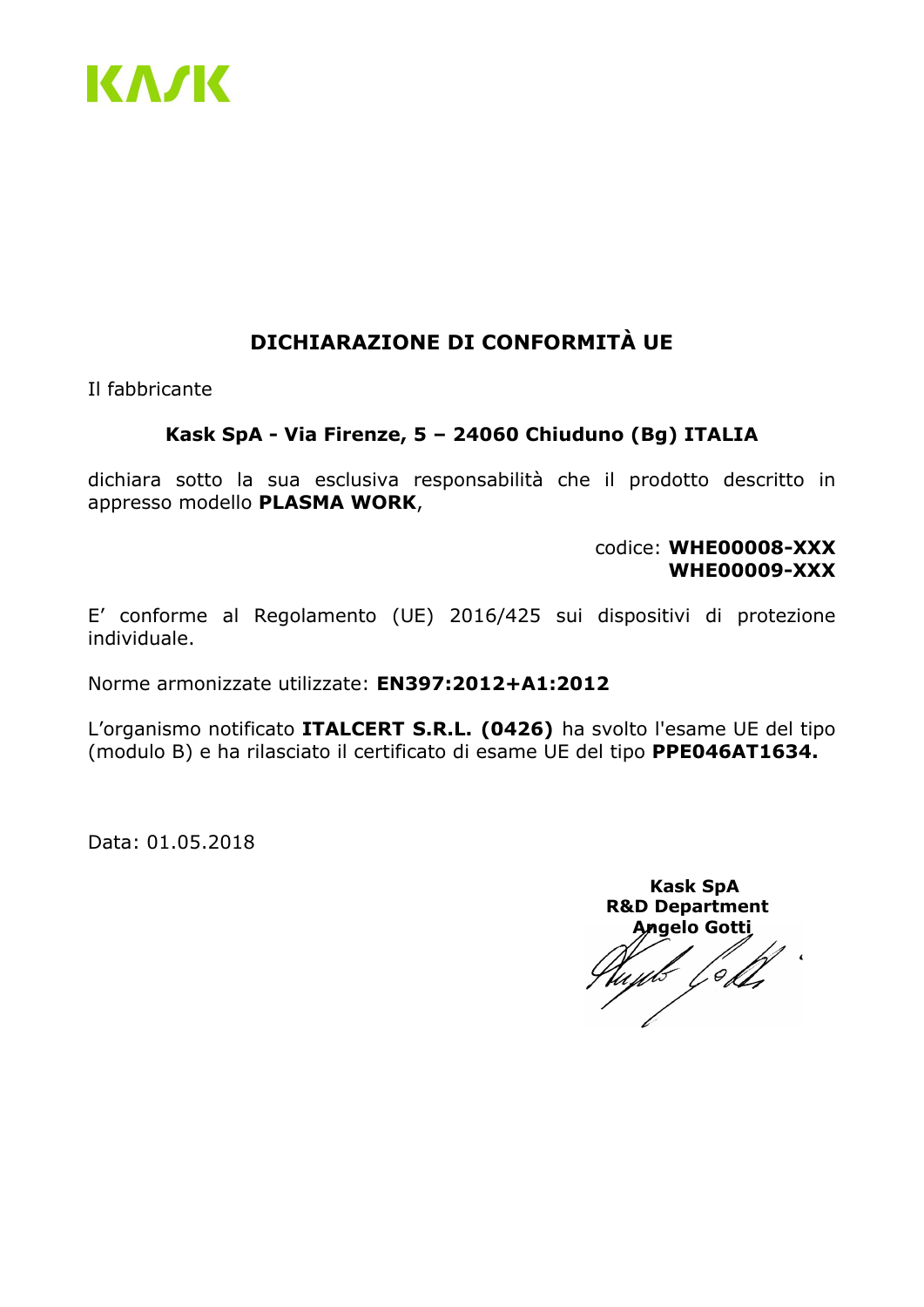KASK

# DICHIARAZIONE DI CONFORMITÀ UE

Il fabbricante

**Kask SpA - Via Firenze, 5 – 24060 Chiuduno (Bg) ITALIA**

dichiara sotto la sua esclusiva responsabilità che il prodotto descritto in appresso modello **PLASMA WORK**,

codice: **WHE00008-XXX**
**WHE00009-XXX**

E' conforme al Regolamento (UE) 2016/425 sui dispositivi di protezione individuale.

Norme armonizzate utilizzate: **EN397:2012+A1:2012**

L'organismo notificato **ITALCERT S.R.L. (0426)** ha svolto l'esame UE del tipo (modulo B) e ha rilasciato il certificato di esame UE del tipo **PPE046AT1634.**

Data: 01.05.2018

**Kask SpA**
**R&D Department**
**Angelo Gotti**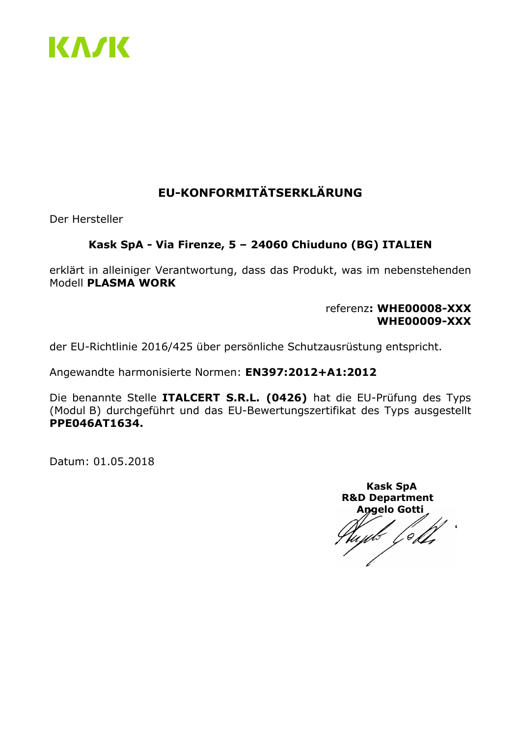KASK

# EU-KONFORMITÄTSERKLÄRUNG

Der Hersteller

**Kask SpA - Via Firenze, 5 – 24060 Chiuduno (BG) ITALIEN**

erklärt in alleiniger Verantwortung, dass das Produkt, was im nebenstehenden Modell **PLASMA WORK**

referenz**: WHE00008-XXX**
**WHE00009-XXX**

der EU-Richtlinie 2016/425 über persönliche Schutzausrüstung entspricht.

Angewandte harmonisierte Normen: **EN397:2012+A1:2012**

Die benannte Stelle **ITALCERT S.R.L. (0426)** hat die EU-Prüfung des Typs (Modul B) durchgeführt und das EU-Bewertungszertifikat des Typs ausgestellt **PPE046AT1634.**

Datum: 01.05.2018

**Kask SpA**
**R&D Department**
**Angelo Gotti**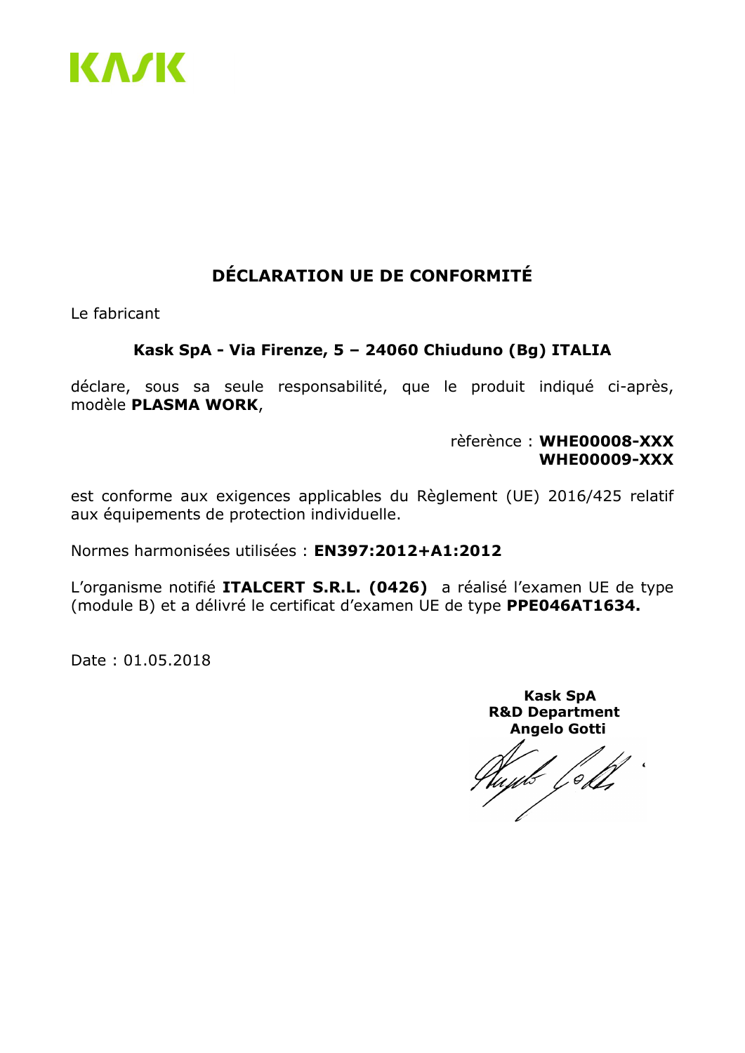KASK

# DÉCLARATION UE DE CONFORMITÉ

Le fabricant

**Kask SpA - Via Firenze, 5 – 24060 Chiuduno (Bg) ITALIA**

déclare, sous sa seule responsabilité, que le produit indiqué ci-après, modèle **PLASMA WORK**,

rèferènce : **WHE00008-XXX**
**WHE00009-XXX**

est conforme aux exigences applicables du Règlement (UE) 2016/425 relatif aux équipements de protection individuelle.

Normes harmonisées utilisées : **EN397:2012+A1:2012**

L'organisme notifié **ITALCERT S.R.L. (0426)** a réalisé l'examen UE de type (module B) et a délivré le certificat d'examen UE de type **PPE046AT1634.**

Date : 01.05.2018

**Kask SpA**
**R&D Department**
**Angelo Gotti**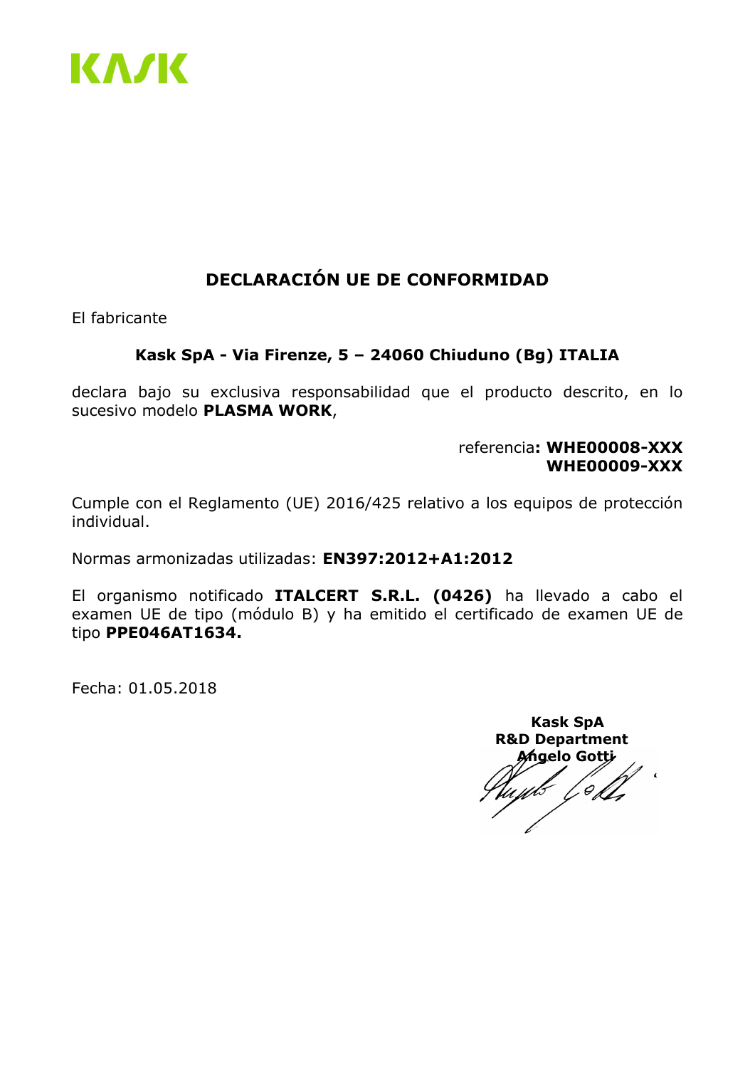KASK

## DECLARACIÓN UE DE CONFORMIDAD

El fabricante

**Kask SpA - Via Firenze, 5 – 24060 Chiuduno (Bg) ITALIA**

declara bajo su exclusiva responsabilidad que el producto descrito, en lo sucesivo modelo **PLASMA WORK**,

referencia**: WHE00008-XXX**
**WHE00009-XXX**

Cumple con el Reglamento (UE) 2016/425 relativo a los equipos de protección individual.

Normas armonizadas utilizadas: **EN397:2012+A1:2012**

El organismo notificado **ITALCERT S.R.L. (0426)** ha llevado a cabo el examen UE de tipo (módulo B) y ha emitido el certificado de examen UE de tipo **PPE046AT1634.**

Fecha: 01.05.2018

**Kask SpA**
**R&D Department**
**Angelo Gotti**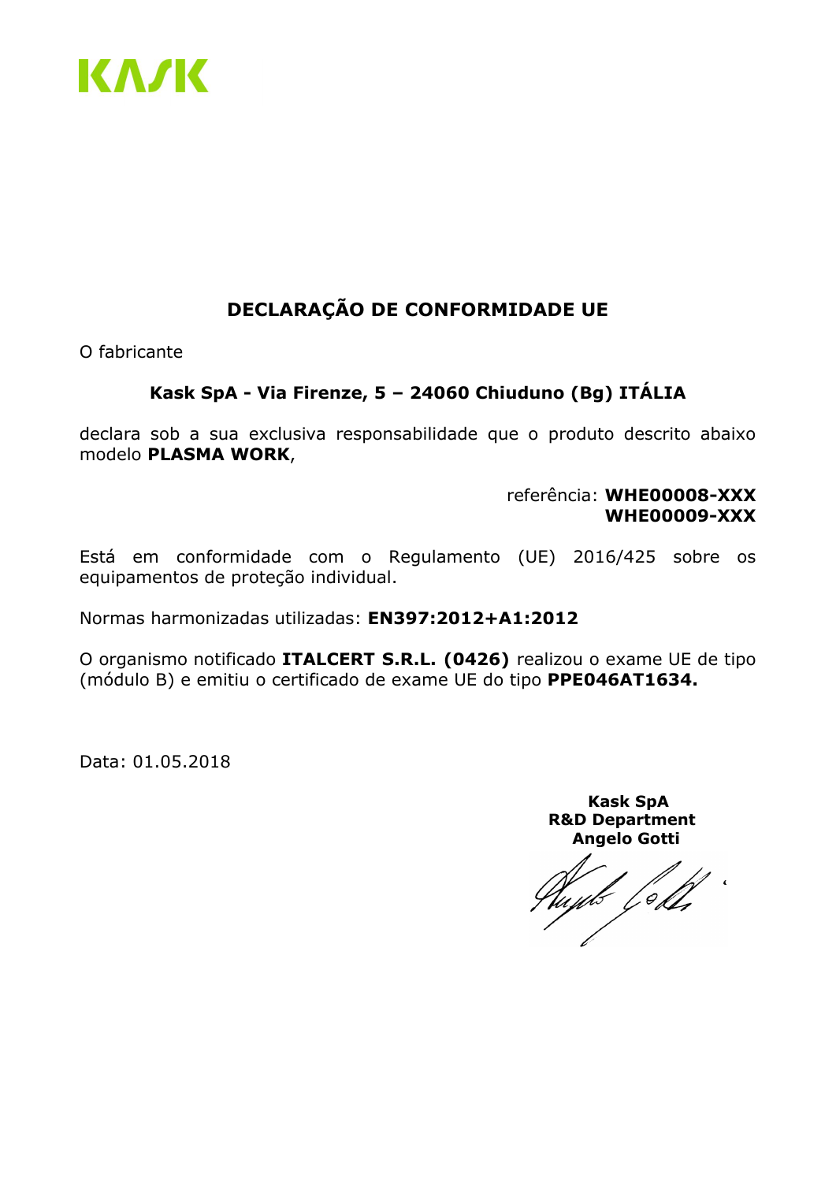KASK

## DECLARAÇÃO DE CONFORMIDADE UE

O fabricante

**Kask SpA - Via Firenze, 5 – 24060 Chiuduno (Bg) ITÁLIA**

declara sob a sua exclusiva responsabilidade que o produto descrito abaixo modelo **PLASMA WORK**,

referência: **WHE00008-XXX**
**WHE00009-XXX**

Está em conformidade com o Regulamento (UE) 2016/425 sobre os equipamentos de proteção individual.

Normas harmonizadas utilizadas: **EN397:2012+A1:2012**

O organismo notificado **ITALCERT S.R.L. (0426)** realizou o exame UE de tipo (módulo B) e emitiu o certificado de exame UE do tipo **PPE046AT1634.**

Data: 01.05.2018

**Kask SpA**
**R&D Department**
**Angelo Gotti**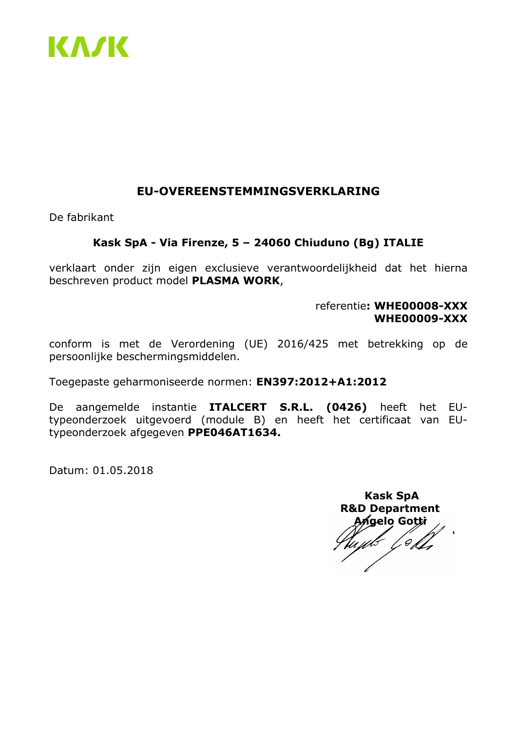KASK

## EU-OVEREENSTEMMINGSVERKLARING

De fabrikant

**Kask SpA - Via Firenze, 5 – 24060 Chiuduno (Bg) ITALIE**

verklaart onder zijn eigen exclusieve verantwoordelijkheid dat het hierna beschreven product model **PLASMA WORK**,

referentie**: WHE00008-XXX**
**WHE00009-XXX**

conform is met de Verordening (UE) 2016/425 met betrekking op de persoonlijke beschermingsmiddelen.

Toegepaste geharmoniseerde normen: **EN397:2012+A1:2012**

De aangemelde instantie **ITALCERT S.R.L. (0426)** heeft het EU-typeonderzoek uitgevoerd (module B) en heeft het certificaat van EU-typeonderzoek afgegeven **PPE046AT1634.**

Datum: 01.05.2018

**Kask SpA**
**R&D Department**
**Angelo Gotti**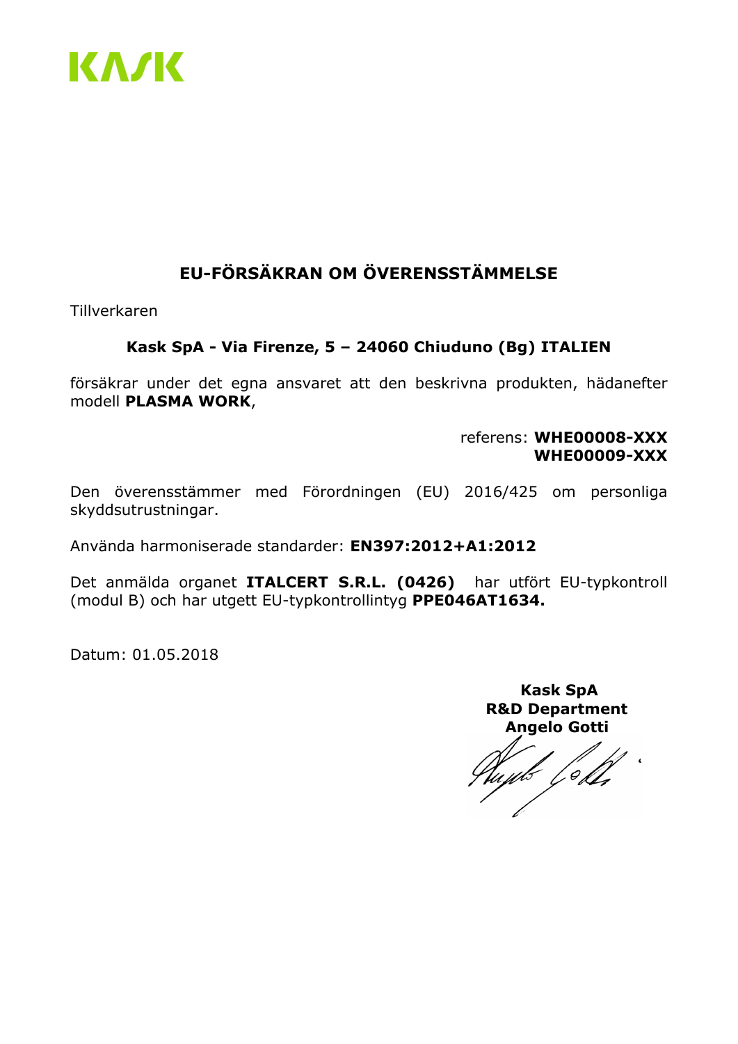KASK

# EU-FÖRSÄKRAN OM ÖVERENSSTÄMMELSE

Tillverkaren

**Kask SpA - Via Firenze, 5 – 24060 Chiuduno (Bg) ITALIEN**

försäkrar under det egna ansvaret att den beskrivna produkten, hädanefter modell **PLASMA WORK**,

referens: **WHE00008-XXX**
**WHE00009-XXX**

Den överensstämmer med Förordningen (EU) 2016/425 om personliga skyddsutrustningar.

Använda harmoniserade standarder: **EN397:2012+A1:2012**

Det anmälda organet **ITALCERT S.R.L. (0426)** har utfört EU-typkontroll (modul B) och har utgett EU-typkontrollintyg **PPE046AT1634.**

Datum: 01.05.2018

**Kask SpA**
**R&D Department**
**Angelo Gotti**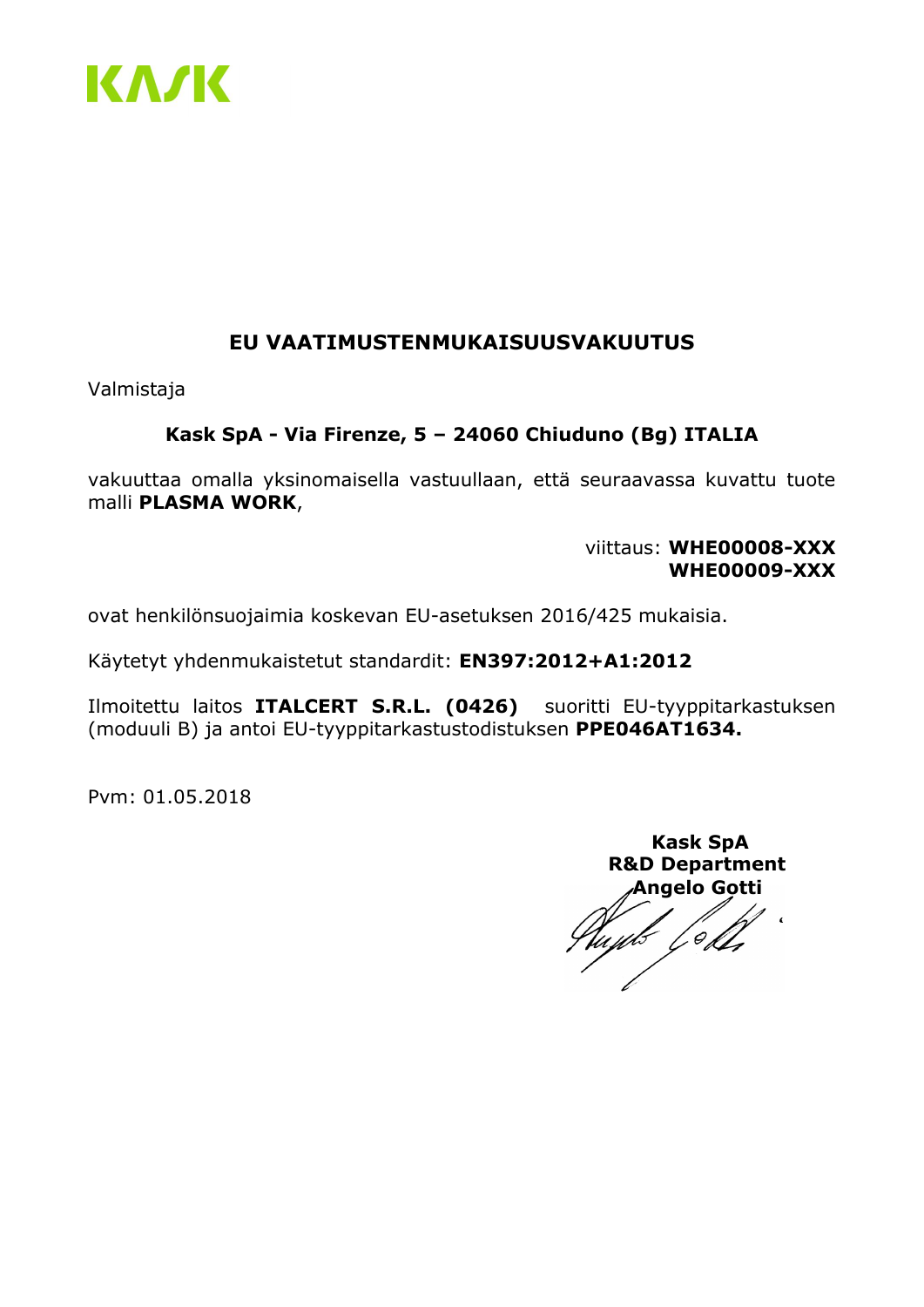KASK

## EU VAATIMUSTENMUKAISUUSVAKUUTUS

Valmistaja

**Kask SpA - Via Firenze, 5 – 24060 Chiuduno (Bg) ITALIA**

vakuuttaa omalla yksinomaisella vastuullaan, että seuraavassa kuvattu tuote malli **PLASMA WORK**,

viittaus: **WHE00008-XXX**
**WHE00009-XXX**

ovat henkilönsuojaimia koskevan EU-asetuksen 2016/425 mukaisia.

Käytetyt yhdenmukaistetut standardit: **EN397:2012+A1:2012**

Ilmoitettu laitos **ITALCERT S.R.L. (0426)** suoritti EU-tyyppitarkastuksen (moduuli B) ja antoi EU-tyyppitarkastustodistuksen **PPE046AT1634.**

Pvm: 01.05.2018

**Kask SpA**
**R&D Department**
**Angelo Gotti**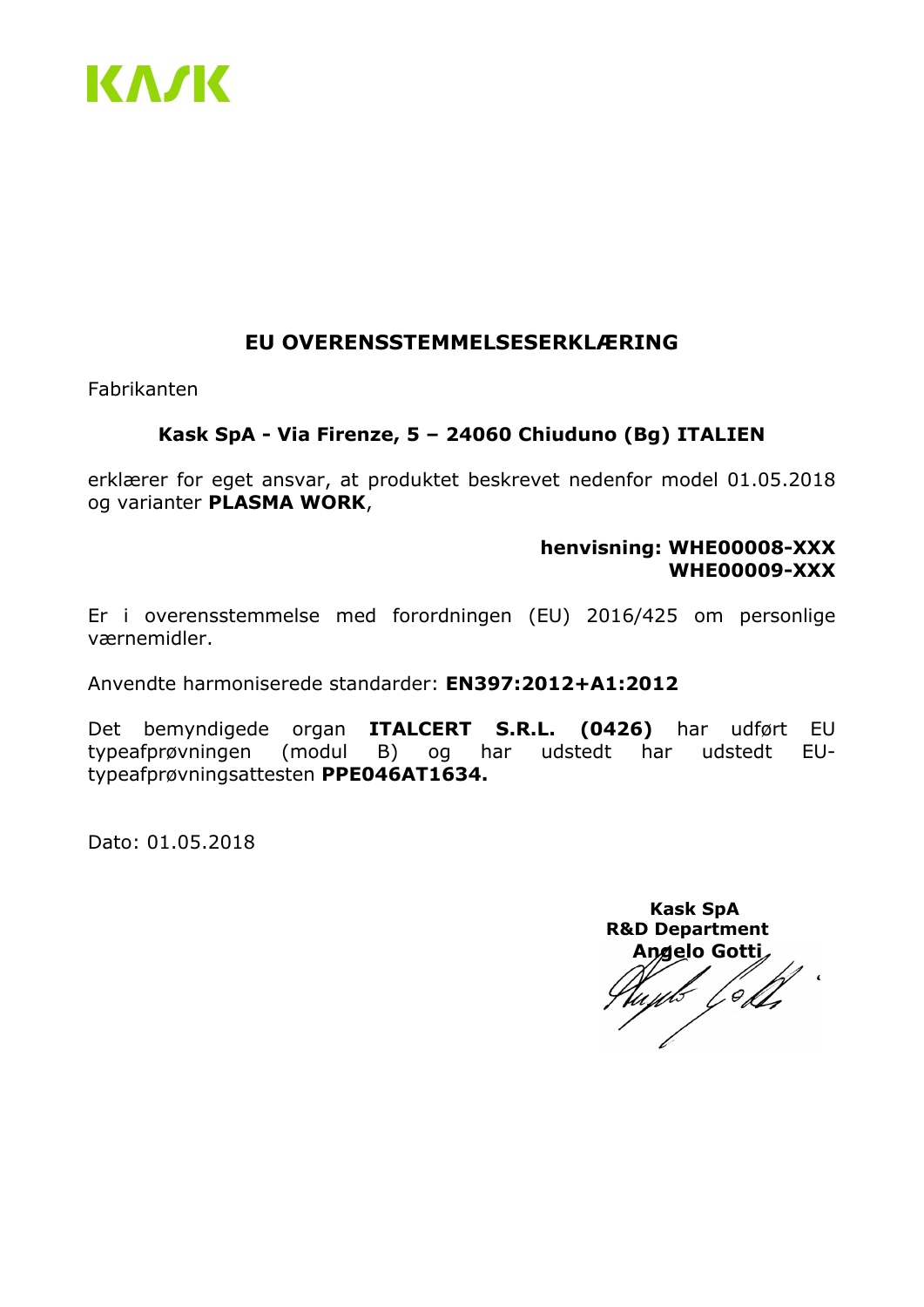KASK

## EU OVERENSSTEMMELSESERKLÆRING

Fabrikanten

**Kask SpA - Via Firenze, 5 – 24060 Chiuduno (Bg) ITALIEN**

erklærer for eget ansvar, at produktet beskrevet nedenfor model 01.05.2018 og varianter **PLASMA WORK**,

**henvisning: WHE00008-XXX**
**WHE00009-XXX**

Er i overensstemmelse med forordningen (EU) 2016/425 om personlige værnemidler.

Anvendte harmoniserede standarder: **EN397:2012+A1:2012**

Det bemyndigede organ **ITALCERT S.R.L. (0426)** har udført EU typeafprøvningen (modul B) og har udstedt har udstedt EU-typeafprøvningsattesten **PPE046AT1634.**

Dato: 01.05.2018

**Kask SpA**
**R&D Department**
**Angelo Gotti**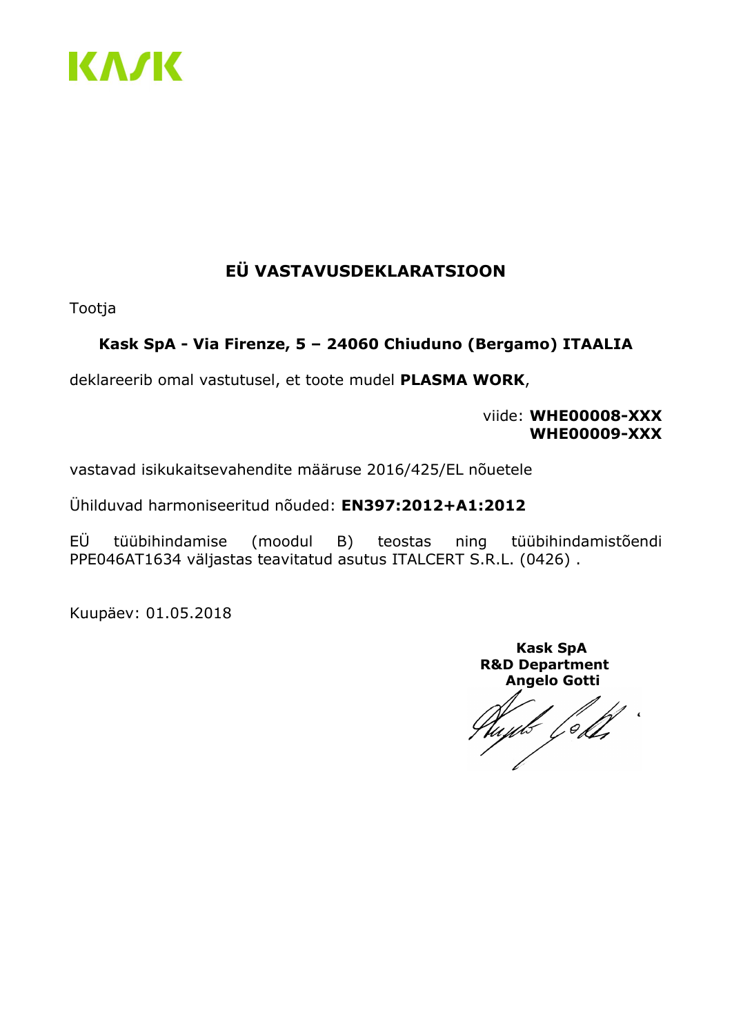KASK

# EÜ VASTAVUSDEKLARATSIOON

Tootja

**Kask SpA - Via Firenze, 5 – 24060 Chiuduno (Bergamo) ITAALIA**

deklareerib omal vastutusel, et toote mudel **PLASMA WORK**,

viide: **WHE00008-XXX**
**WHE00009-XXX**

vastavad isikukaitsevahendite määruse 2016/425/EL nõuetele

Ühilduvad harmoniseeritud nõuded: **EN397:2012+A1:2012**

EÜ tüübihindamise (moodul B) teostas ning tüübihindamistõendi PPE046AT1634 väljastas teavitatud asutus ITALCERT S.R.L. (0426) .

Kuupäev: 01.05.2018

**Kask SpA**
**R&D Department**
**Angelo Gotti**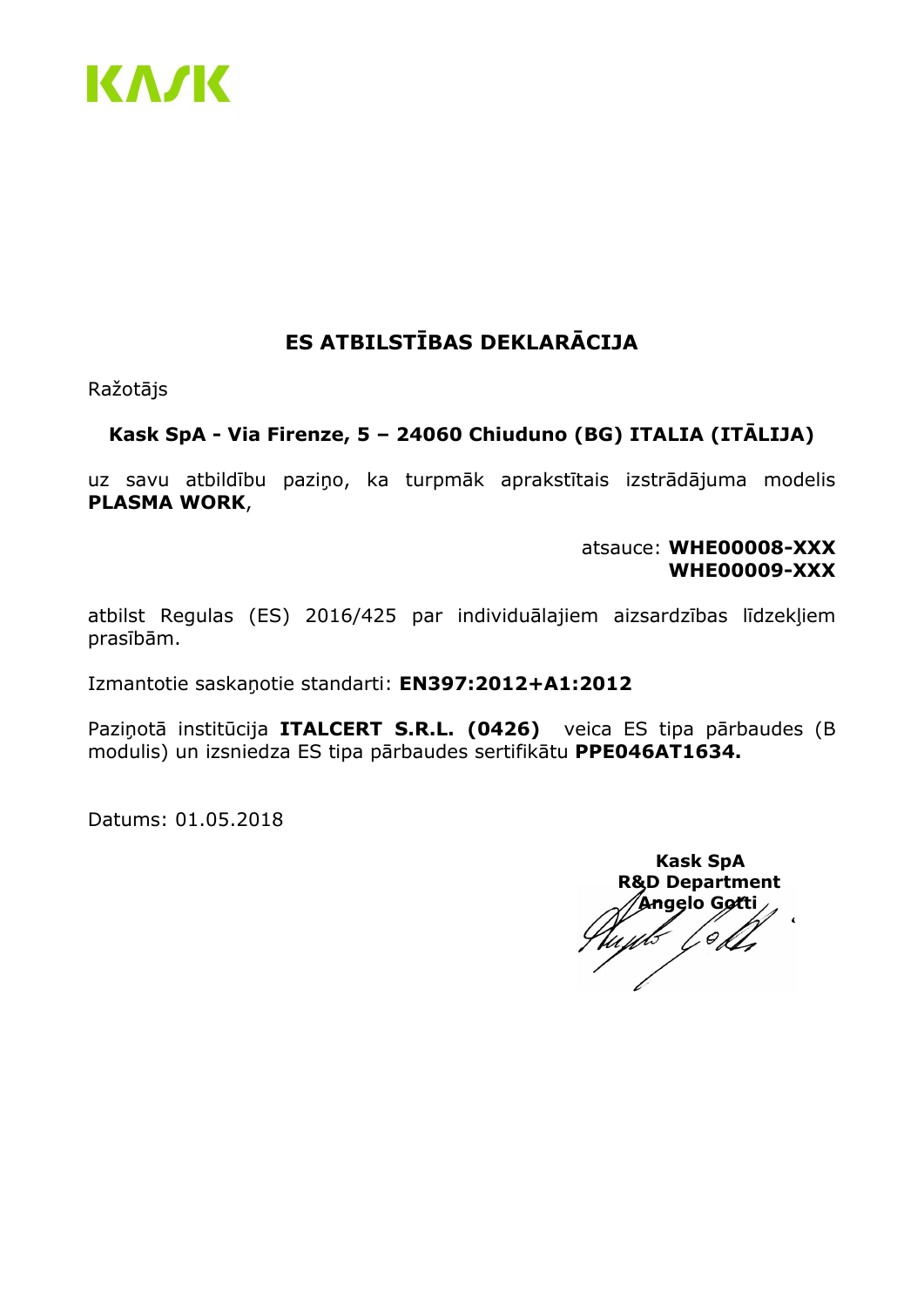KASK

# ES ATBILSTĪBAS DEKLARĀCIJA

Ražotājs

**Kask SpA - Via Firenze, 5 – 24060 Chiuduno (BG) ITALIA (ITĀLIJA)**

uz savu atbildību paziņo, ka turpmāk aprakstītais izstrādājuma modelis **PLASMA WORK**,

atsauce: **WHE00008-XXX**
**WHE00009-XXX**

atbilst Regulas (ES) 2016/425 par individuālajiem aizsardzības līdzekļiem prasībām.

Izmantotie saskaņotie standarti: **EN397:2012+A1:2012**

Paziņotā institūcija **ITALCERT S.R.L. (0426)** veica ES tipa pārbaudes (B modulis) un izsniedza ES tipa pārbaudes sertifikātu **PPE046AT1634.**

Datums: 01.05.2018

**Kask SpA**
**R&D Department**
**Angelo Gotti**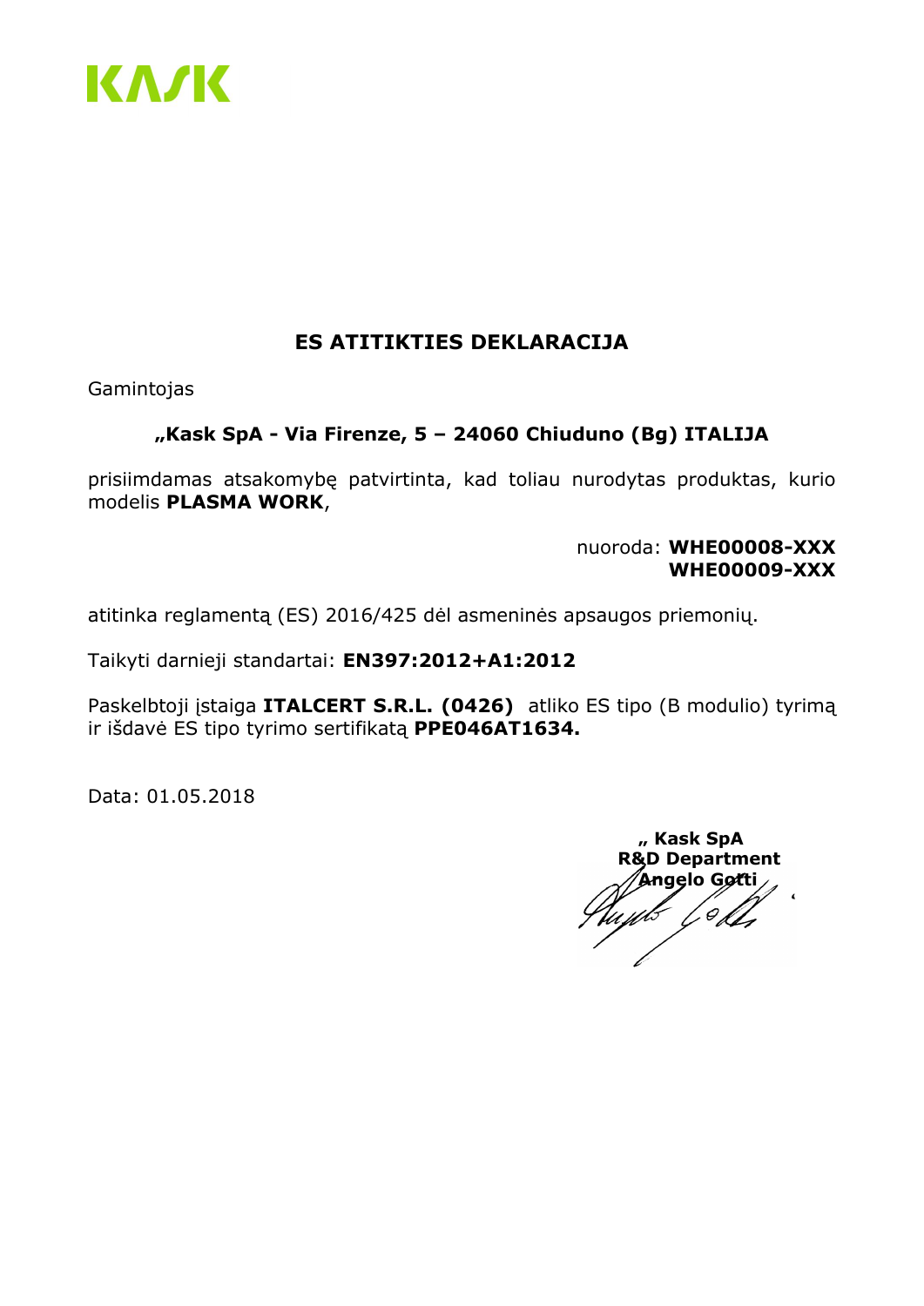KASK

## ES ATITIKTIES DEKLARACIJA

Gamintojas

**„Kask SpA - Via Firenze, 5 – 24060 Chiuduno (Bg) ITALIJA**

prisiimdamas atsakomybę patvirtinta, kad toliau nurodytas produktas, kurio modelis **PLASMA WORK**,

nuoroda: **WHE00008-XXX**
**WHE00009-XXX**

atitinka reglamentą (ES) 2016/425 dėl asmeninės apsaugos priemonių.

Taikyti darnieji standartai: **EN397:2012+A1:2012**

Paskelbtoji įstaiga **ITALCERT S.R.L. (0426)** atliko ES tipo (B modulio) tyrimą ir išdavė ES tipo tyrimo sertifikatą **PPE046AT1634.**

Data: 01.05.2018

**„ Kask SpA**
**R&D Department**
**Angelo Gotti**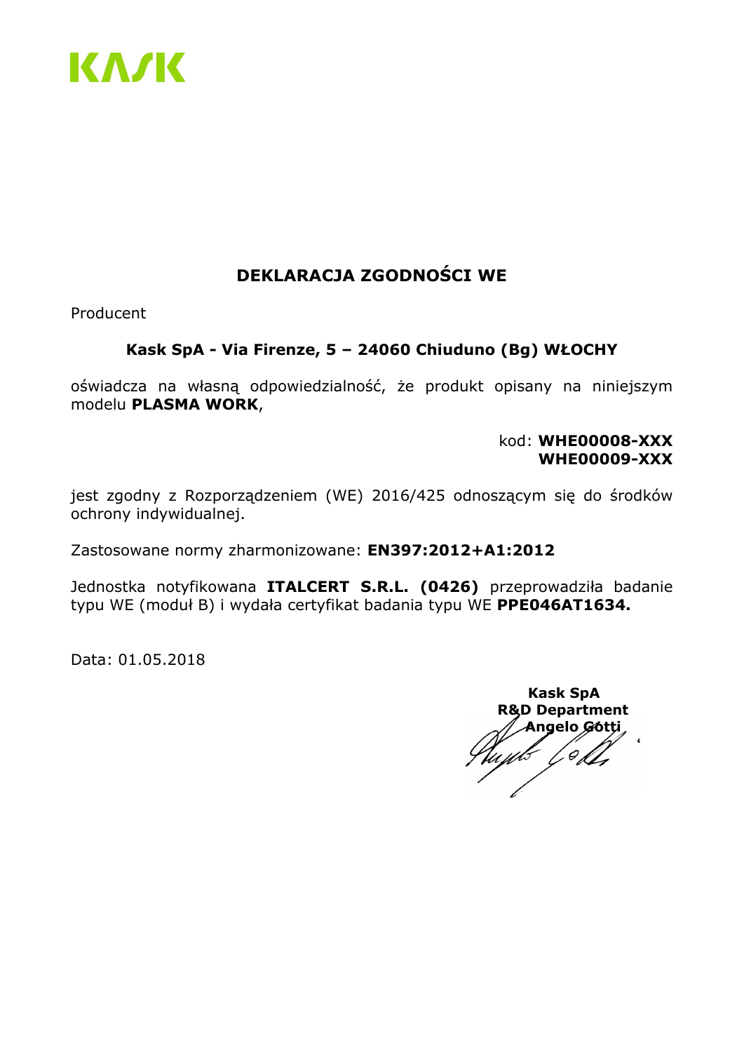KASK

# DEKLARACJA ZGODNOŚCI WE

Producent

**Kask SpA - Via Firenze, 5 – 24060 Chiuduno (Bg) WŁOCHY**

oświadcza na własną odpowiedzialność, że produkt opisany na niniejszym modelu **PLASMA WORK**,

kod: **WHE00008-XXX**
**WHE00009-XXX**

jest zgodny z Rozporządzeniem (WE) 2016/425 odnoszącym się do środków ochrony indywidualnej.

Zastosowane normy zharmonizowane: **EN397:2012+A1:2012**

Jednostka notyfikowana **ITALCERT S.R.L. (0426)** przeprowadziła badanie typu WE (moduł B) i wydała certyfikat badania typu WE **PPE046AT1634.**

Data: 01.05.2018

**Kask SpA**
**R&D Department**
**Angelo Gotti**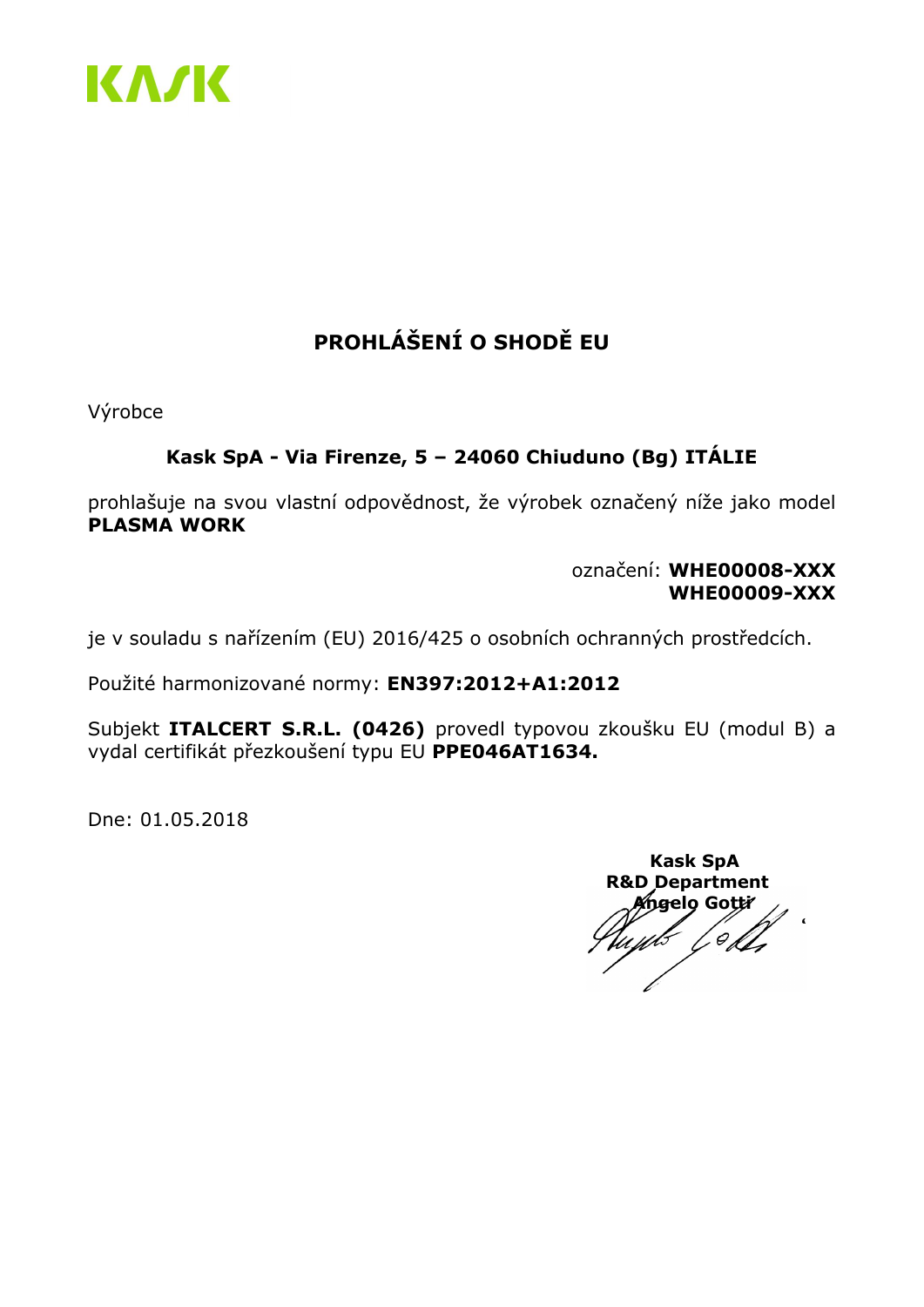KASK

# PROHLÁŠENÍ O SHODĚ EU

Výrobce

**Kask SpA - Via Firenze, 5 – 24060 Chiuduno (Bg) ITÁLIE**

prohlašuje na svou vlastní odpovědnost, že výrobek označený níže jako model **PLASMA WORK**

označení: **WHE00008-XXX**
**WHE00009-XXX**

je v souladu s nařízením (EU) 2016/425 o osobních ochranných prostředcích.

Použité harmonizované normy: **EN397:2012+A1:2012**

Subjekt **ITALCERT S.R.L. (0426)** provedl typovou zkoušku EU (modul B) a vydal certifikát přezkoušení typu EU **PPE046AT1634.**

Dne: 01.05.2018

**Kask SpA**
**R&D Department**
**Angelo Gotti**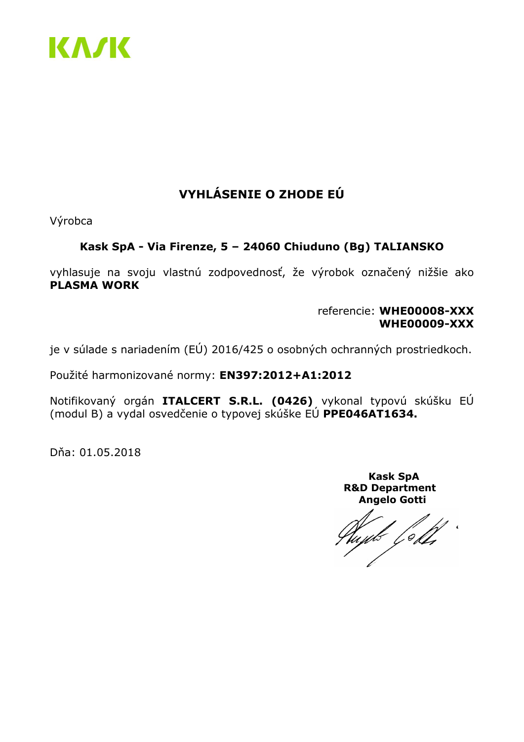KASK

# VYHLÁSENIE O ZHODE EÚ

Výrobca

**Kask SpA - Via Firenze, 5 – 24060 Chiuduno (Bg) TALIANSKO**

vyhlasuje na svoju vlastnú zodpovednosť, že výrobok označený nižšie ako **PLASMA WORK**

referencie: **WHE00008-XXX**
**WHE00009-XXX**

je v súlade s nariadením (EÚ) 2016/425 o osobných ochranných prostriedkoch.

Použité harmonizované normy: **EN397:2012+A1:2012**

Notifikovaný orgán **ITALCERT S.R.L. (0426)** vykonal typovú skúšku EÚ (modul B) a vydal osvedčenie o typovej skúške EÚ **PPE046AT1634.**

Dňa: 01.05.2018

**Kask SpA**
**R&D Department**
**Angelo Gotti**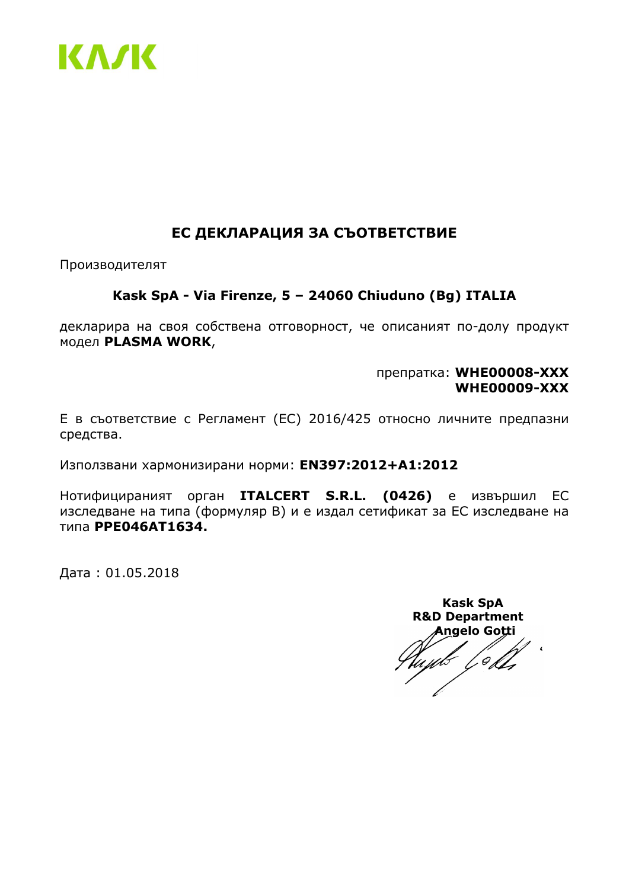KASK

## ЕС ДЕКЛАРАЦИЯ ЗА СЪОТВЕТСТВИЕ

Производителят

**Kask SpA - Via Firenze, 5 – 24060 Chiuduno (Bg) ITALIA**

декларира на своя собствена отговорност, че описаният по-долу продукт модел **PLASMA WORK**,

препратка: **WHE00008-XXX**
**WHE00009-XXX**

Е в съответствие с Регламент (ЕС) 2016/425 относно личните предпазни средства.

Използвани хармонизирани норми: **EN397:2012+A1:2012**

Нотифицираният орган **ITALCERT S.R.L. (0426)** е извършил ЕС изследване на типа (формуляр В) и е издал сетификат за ЕС изследване на типа **PPE046AT1634.**

Дата : 01.05.2018

**Kask SpA**
**R&D Department**
**Angelo Gotti**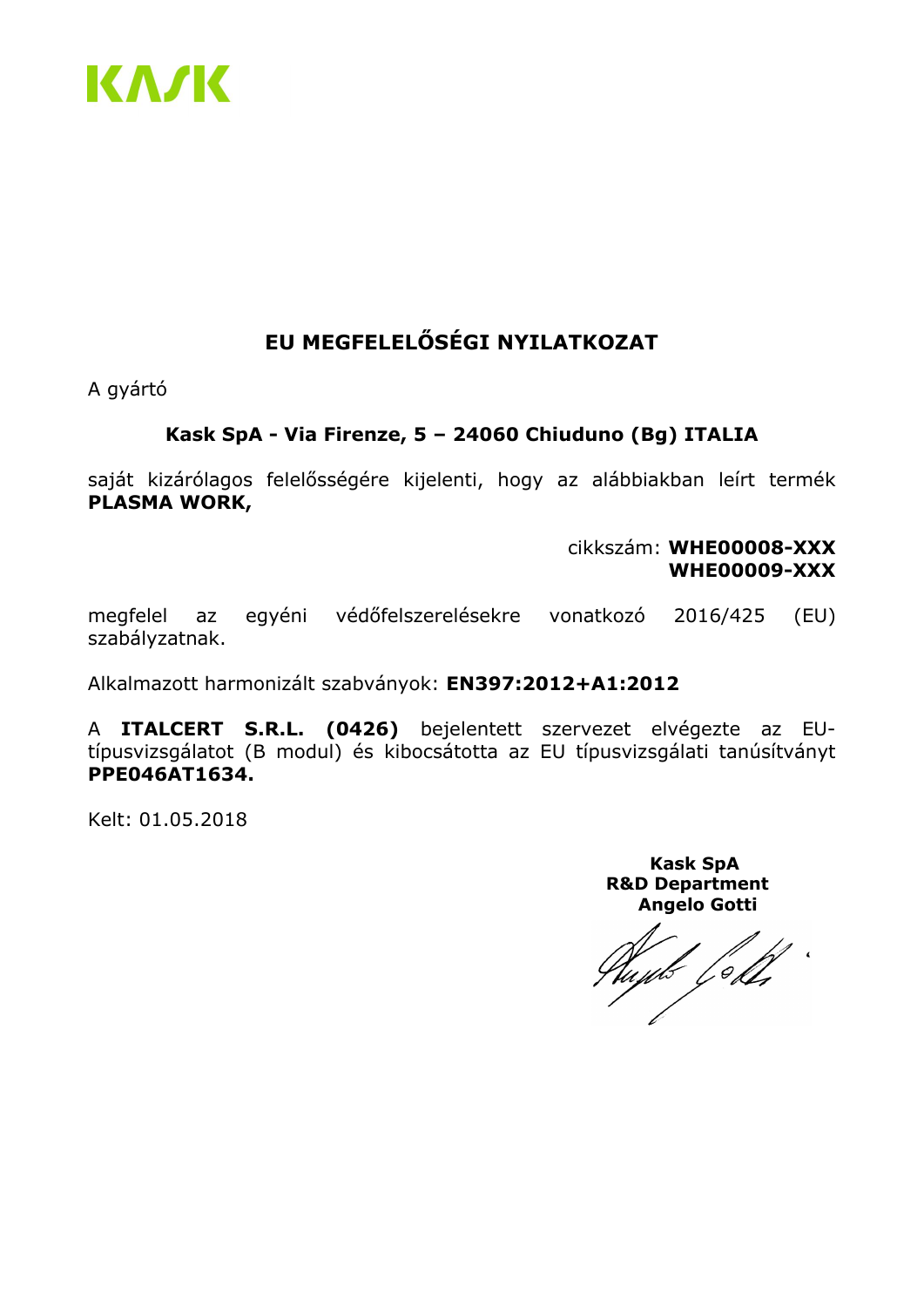KASK

# EU MEGFELELŐSÉGI NYILATKOZAT

A gyártó

**Kask SpA - Via Firenze, 5 – 24060 Chiuduno (Bg) ITALIA**

saját kizárólagos felelősségére kijelenti, hogy az alábbiakban leírt termék **PLASMA WORK,**

cikkszám: **WHE00008-XXX**
**WHE00009-XXX**

megfelel az egyéni védőfelszerelésekre vonatkozó 2016/425 (EU) szabályzatnak.

Alkalmazott harmonizált szabványok: **EN397:2012+A1:2012**

A **ITALCERT S.R.L. (0426)** bejelentett szervezet elvégezte az EU-típusvizsgálatot (B modul) és kibocsátotta az EU típusvizsgálati tanúsítványt **PPE046AT1634.**

Kelt: 01.05.2018

**Kask SpA**
**R&D Department**
**Angelo Gotti**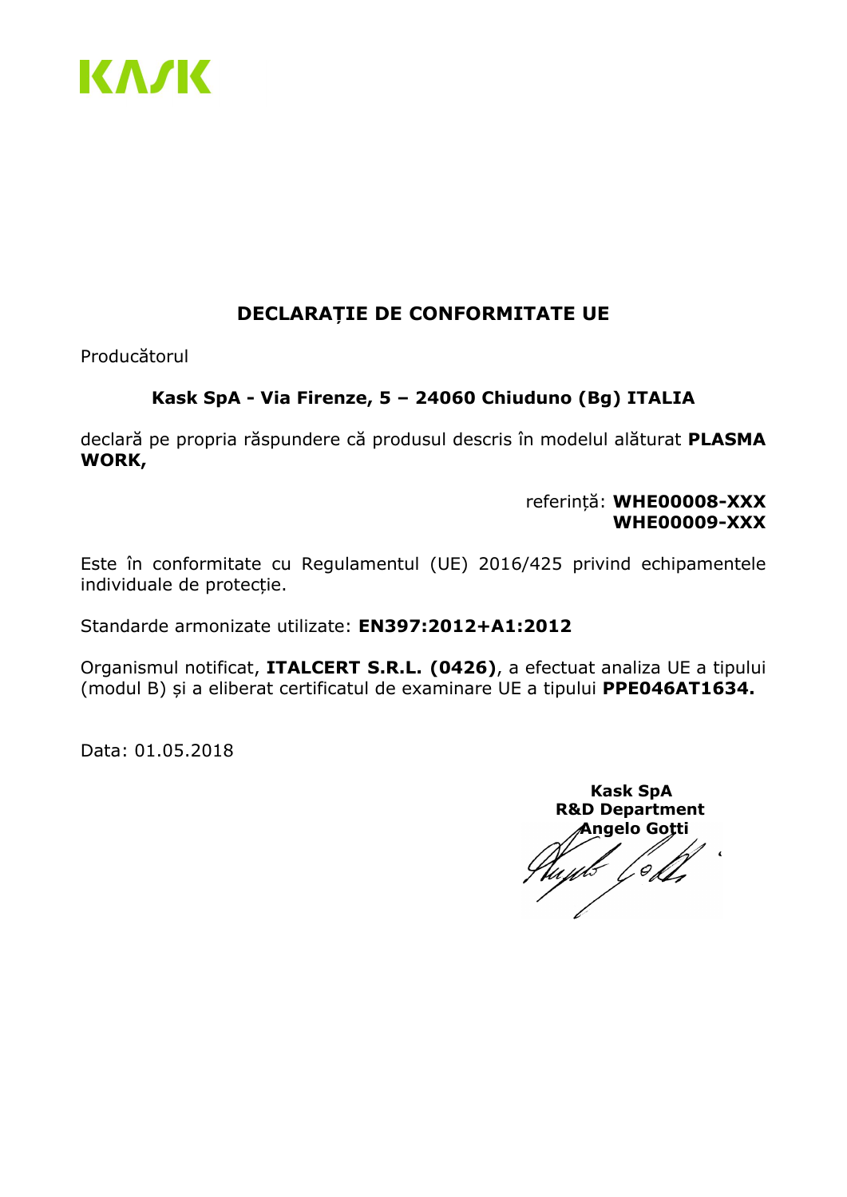KASK

## DECLARAȚIE DE CONFORMITATE UE

Producătorul

**Kask SpA - Via Firenze, 5 – 24060 Chiuduno (Bg) ITALIA**

declară pe propria răspundere că produsul descris în modelul alăturat **PLASMA WORK,**

referință: **WHE00008-XXX**
**WHE00009-XXX**

Este în conformitate cu Regulamentul (UE) 2016/425 privind echipamentele individuale de protecție.

Standarde armonizate utilizate: **EN397:2012+A1:2012**

Organismul notificat, **ITALCERT S.R.L. (0426)**, a efectuat analiza UE a tipului (modul B) și a eliberat certificatul de examinare UE a tipului **PPE046AT1634.**

Data: 01.05.2018

**Kask SpA**
**R&D Department**
**Angelo Gotti**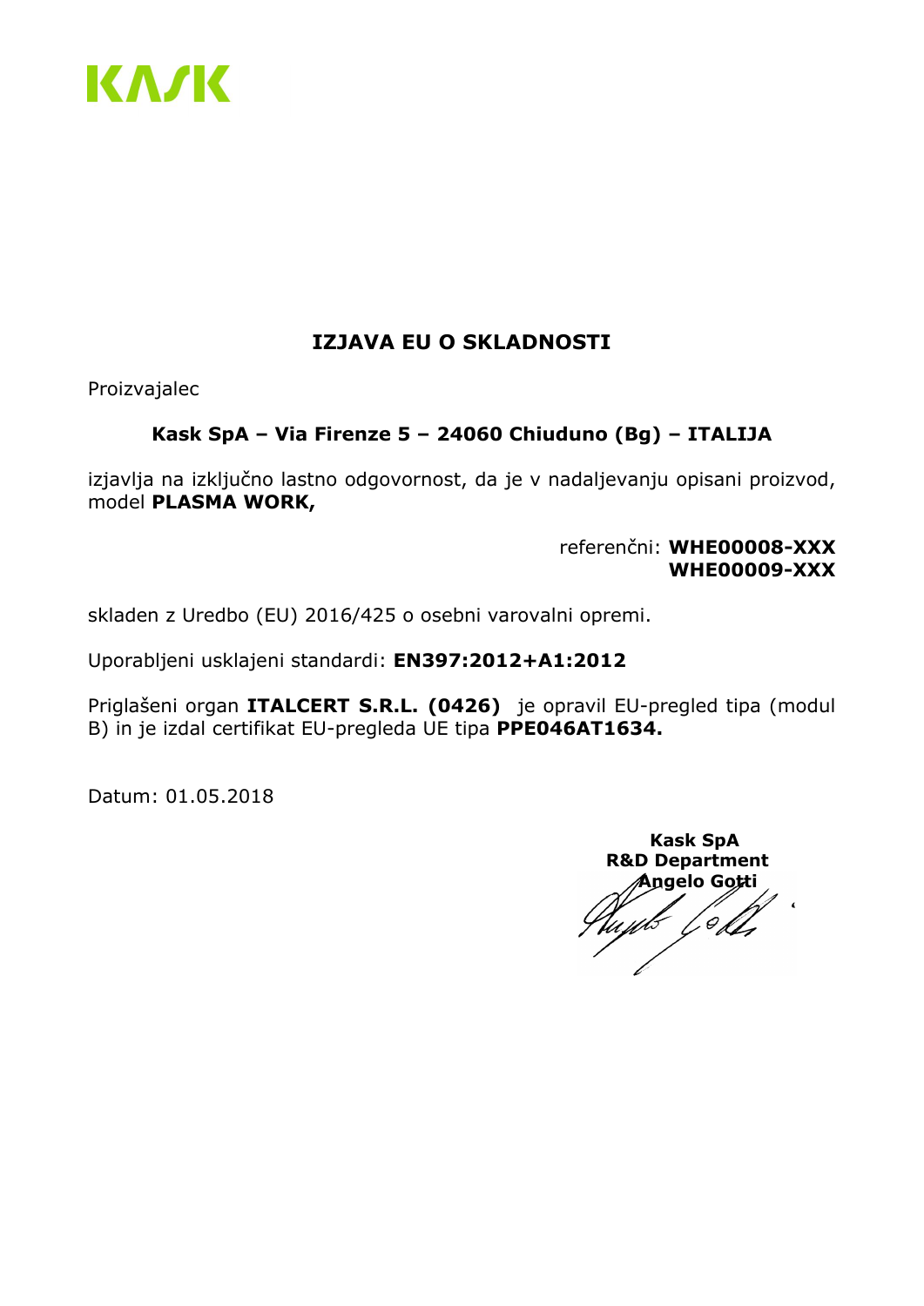KASK

# IZJAVA EU O SKLADNOSTI

Proizvajalec

**Kask SpA – Via Firenze 5 – 24060 Chiuduno (Bg) – ITALIJA**

izjavlja na izključno lastno odgovornost, da je v nadaljevanju opisani proizvod, model **PLASMA WORK,**

referenčni: **WHE00008-XXX**
**WHE00009-XXX**

skladen z Uredbo (EU) 2016/425 o osebni varovalni opremi.

Uporabljeni usklajeni standardi: **EN397:2012+A1:2012**

Priglašeni organ **ITALCERT S.R.L. (0426)** je opravil EU-pregled tipa (modul B) in je izdal certifikat EU-pregleda UE tipa **PPE046AT1634.**

Datum: 01.05.2018

**Kask SpA**
**R&D Department**
**Angelo Gotti**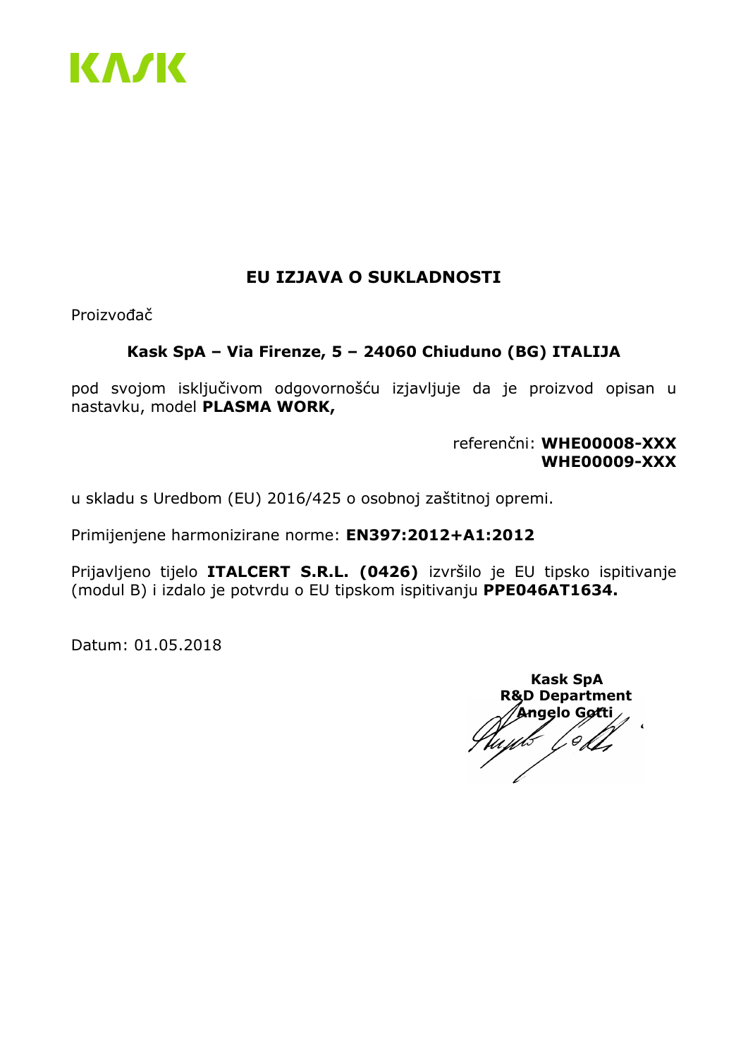KASK

## EU IZJAVA O SUKLADNOSTI

Proizvođač

**Kask SpA – Via Firenze, 5 – 24060 Chiuduno (BG) ITALIJA**

pod svojom isključivom odgovornošću izjavljuje da je proizvod opisan u nastavku, model **PLASMA WORK,**

referenčni: **WHE00008-XXX**
**WHE00009-XXX**

u skladu s Uredbom (EU) 2016/425 o osobnoj zaštitnoj opremi.

Primijenjene harmonizirane norme: **EN397:2012+A1:2012**

Prijavljeno tijelo **ITALCERT S.R.L. (0426)** izvršilo je EU tipsko ispitivanje (modul B) i izdalo je potvrdu o EU tipskom ispitivanju **PPE046AT1634.**

Datum: 01.05.2018

**Kask SpA**
**R&D Department**
**Angelo Gotti**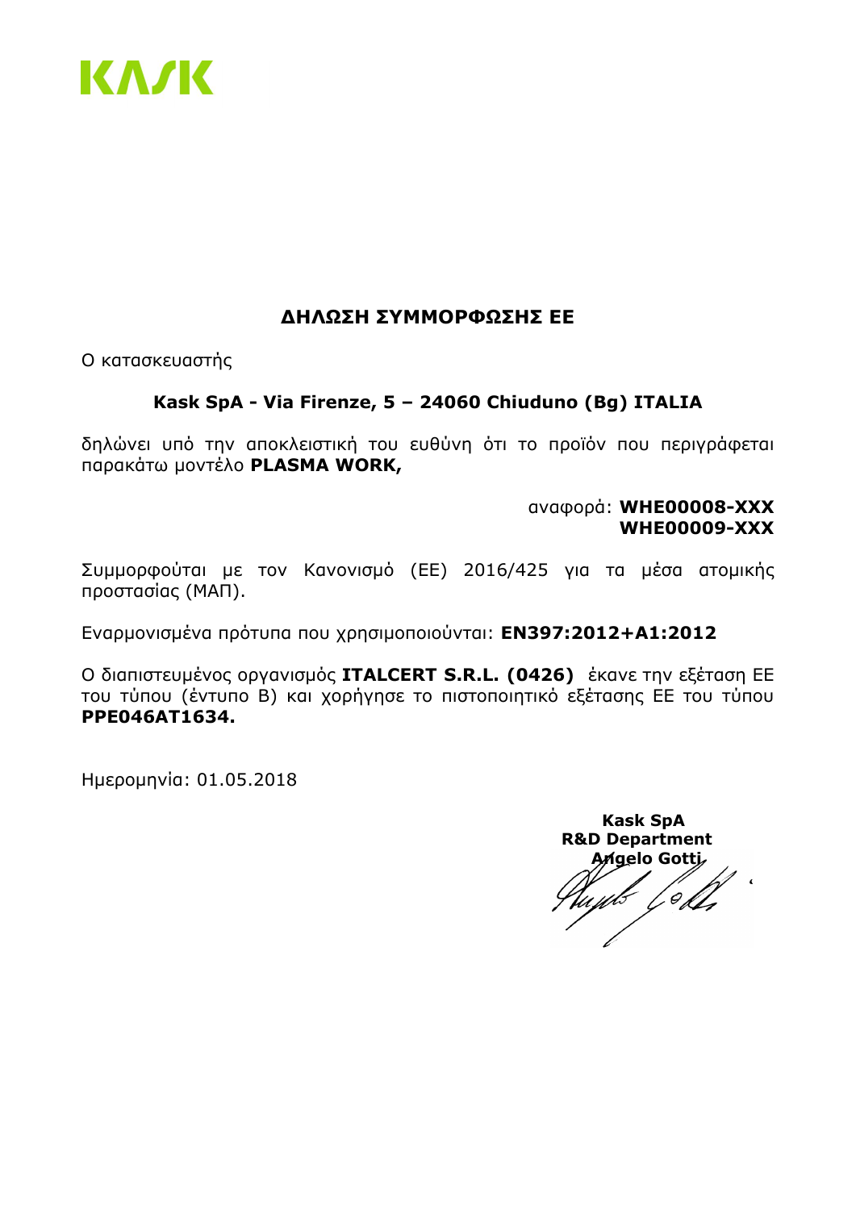KASK

## ΔΗΛΩΣΗ ΣΥΜΜΟΡΦΩΣΗΣ ΕΕ

Ο κατασκευαστής

**Kask SpA - Via Firenze, 5 – 24060 Chiuduno (Bg) ITALIA**

δηλώνει υπό την αποκλειστική του ευθύνη ότι το προϊόν που περιγράφεται παρακάτω μοντέλο **PLASMA WORK,**

αναφορά: **WHE00008-XXX**
**WHE00009-XXX**

Συμμορφούται με τον Κανονισμό (ΕΕ) 2016/425 για τα μέσα ατομικής προστασίας (ΜΑΠ).

Εναρμονισμένα πρότυπα που χρησιμοποιούνται: **EN397:2012+A1:2012**

Ο διαπιστευμένος οργανισμός **ITALCERT S.R.L. (0426)** έκανε την εξέταση ΕΕ του τύπου (έντυπο Β) και χορήγησε το πιστοποιητικό εξέτασης ΕΕ του τύπου **PPE046AT1634.**

Ημερομηνία: 01.05.2018

**Kask SpA**
**R&D Department**
**Angelo Gotti**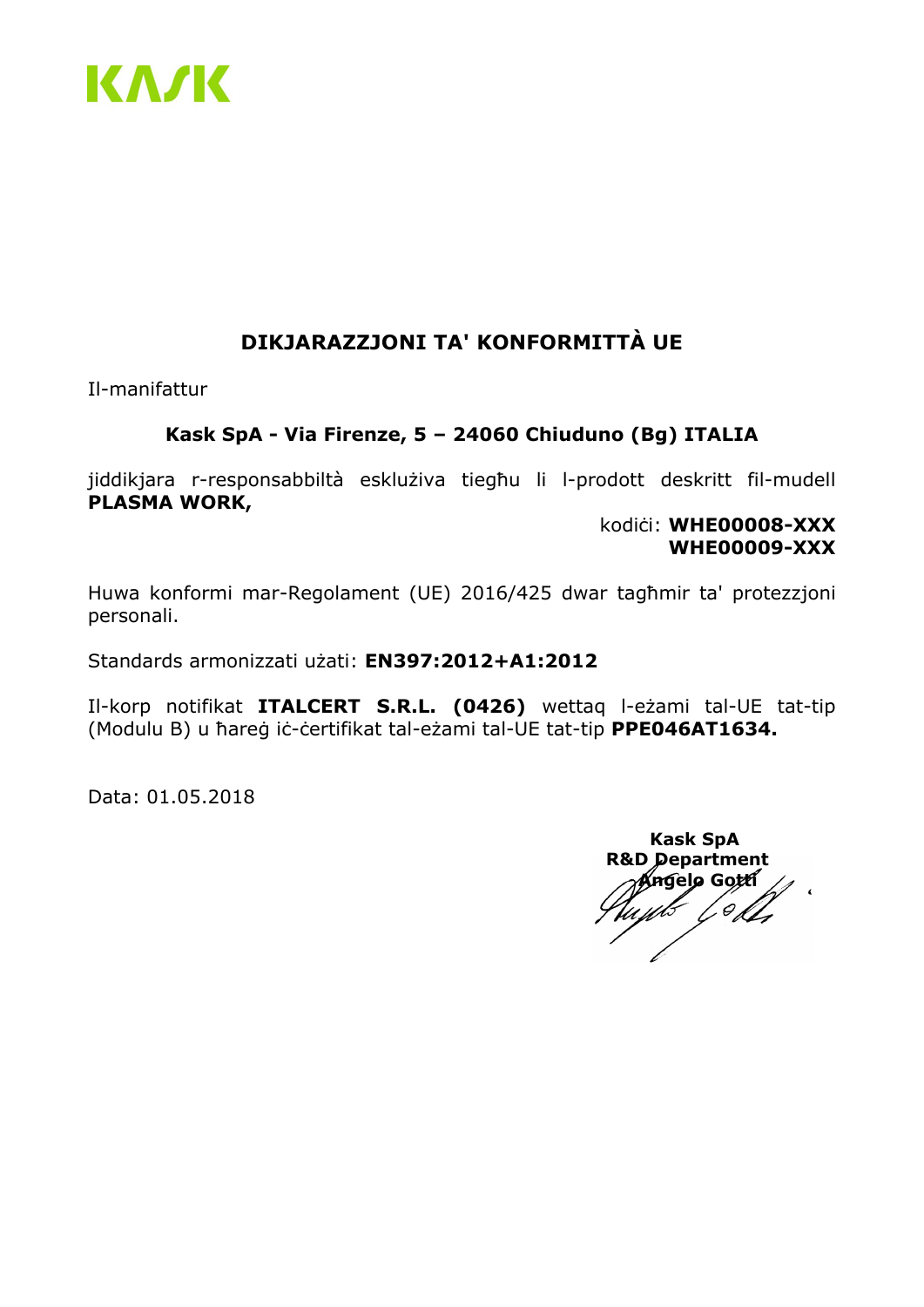KASK

# DIKJARAZZJONI TA' KONFORMITTÀ UE

Il-manifattur

**Kask SpA - Via Firenze, 5 – 24060 Chiuduno (Bg) ITALIA**

jiddikjara r-responsabbiltà esklużiva tiegħu li l-prodott deskritt fil-mudell **PLASMA WORK,**

kodiċi: **WHE00008-XXX**
**WHE00009-XXX**

Huwa konformi mar-Regolament (UE) 2016/425 dwar tagħmir ta' protezzjoni personali.

Standards armonizzati użati: **EN397:2012+A1:2012**

Il-korp notifikat **ITALCERT S.R.L. (0426)** wettaq l-eżami tal-UE tat-tip (Modulu B) u ħareġ iċ-ċertifikat tal-eżami tal-UE tat-tip **PPE046AT1634.**

Data: 01.05.2018

**Kask SpA**
**R&D Department**
**Angelo Gotti**